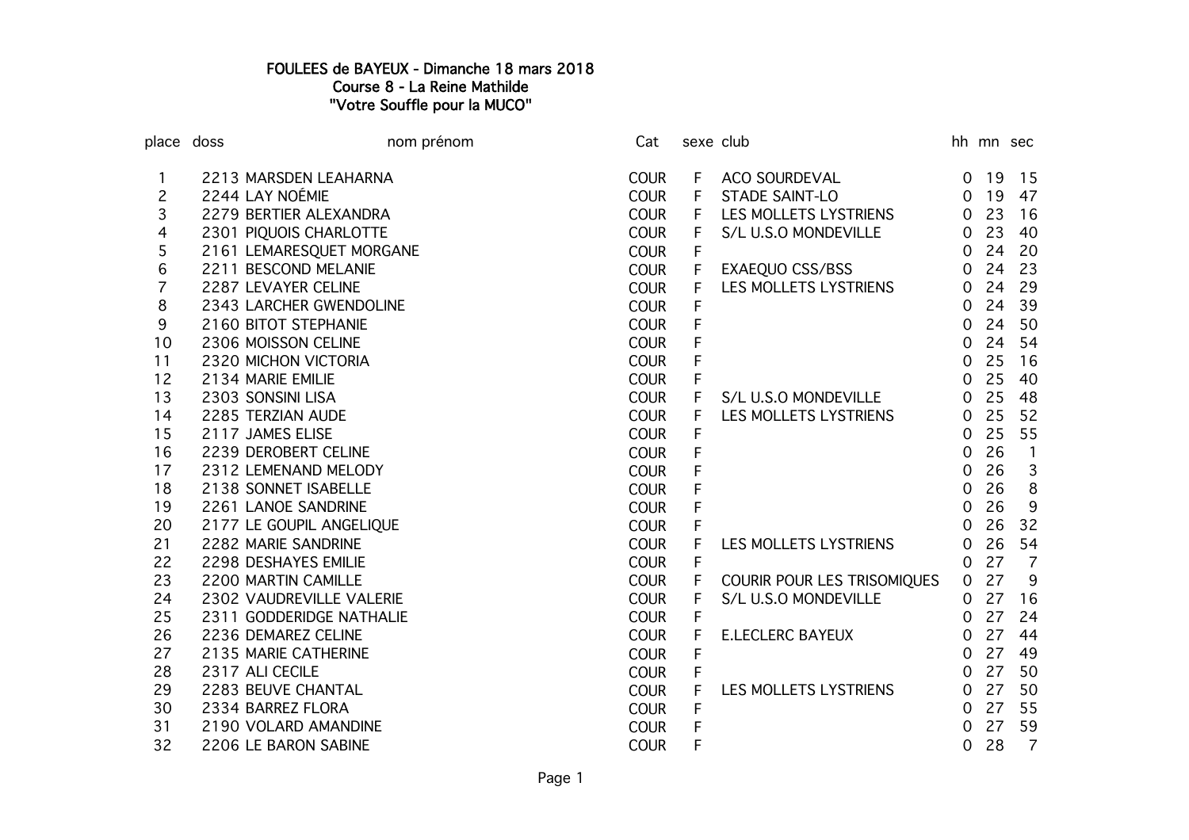# FOULEES de BAYEUX - Dimanche 18 mars 2018

## Course 8 - La Reine Mathilde

## "Votre Souffle pour la MUCO"

| place | doss | nom prénom | Cat | sexe | club | hh | mn | sec |
|---|---|---|---|---|---|---|---|---|
| 1 | 2213 | MARSDEN LEAHARNA | COUR | F | ACO SOURDEVAL | 0 | 19 | 15 |
| 2 | 2244 | LAY NOÉMIE | COUR | F | STADE SAINT-LO | 0 | 19 | 47 |
| 3 | 2279 | BERTIER ALEXANDRA | COUR | F | LES MOLLETS LYSTRIENS | 0 | 23 | 16 |
| 4 | 2301 | PIQUOIS CHARLOTTE | COUR | F | S/L U.S.O MONDEVILLE | 0 | 23 | 40 |
| 5 | 2161 | LEMARESQUET MORGANE | COUR | F | | 0 | 24 | 20 |
| 6 | 2211 | BESCOND MELANIE | COUR | F | EXAEQUO CSS/BSS | 0 | 24 | 23 |
| 7 | 2287 | LEVAYER CELINE | COUR | F | LES MOLLETS LYSTRIENS | 0 | 24 | 29 |
| 8 | 2343 | LARCHER GWENDOLINE | COUR | F | | 0 | 24 | 39 |
| 9 | 2160 | BITOT STEPHANIE | COUR | F | | 0 | 24 | 50 |
| 10 | 2306 | MOISSON CELINE | COUR | F | | 0 | 24 | 54 |
| 11 | 2320 | MICHON VICTORIA | COUR | F | | 0 | 25 | 16 |
| 12 | 2134 | MARIE EMILIE | COUR | F | | 0 | 25 | 40 |
| 13 | 2303 | SONSINI LISA | COUR | F | S/L U.S.O MONDEVILLE | 0 | 25 | 48 |
| 14 | 2285 | TERZIAN AUDE | COUR | F | LES MOLLETS LYSTRIENS | 0 | 25 | 52 |
| 15 | 2117 | JAMES ELISE | COUR | F | | 0 | 25 | 55 |
| 16 | 2239 | DEROBERT CELINE | COUR | F | | 0 | 26 | 1 |
| 17 | 2312 | LEMENAND MELODY | COUR | F | | 0 | 26 | 3 |
| 18 | 2138 | SONNET ISABELLE | COUR | F | | 0 | 26 | 8 |
| 19 | 2261 | LANOE SANDRINE | COUR | F | | 0 | 26 | 9 |
| 20 | 2177 | LE GOUPIL ANGELIQUE | COUR | F | | 0 | 26 | 32 |
| 21 | 2282 | MARIE SANDRINE | COUR | F | LES MOLLETS LYSTRIENS | 0 | 26 | 54 |
| 22 | 2298 | DESHAYES EMILIE | COUR | F | | 0 | 27 | 7 |
| 23 | 2200 | MARTIN CAMILLE | COUR | F | COURIR POUR LES TRISOMIQUES | 0 | 27 | 9 |
| 24 | 2302 | VAUDREVILLE VALERIE | COUR | F | S/L U.S.O MONDEVILLE | 0 | 27 | 16 |
| 25 | 2311 | GODDERIDGE NATHALIE | COUR | F | | 0 | 27 | 24 |
| 26 | 2236 | DEMAREZ CELINE | COUR | F | E.LECLERC BAYEUX | 0 | 27 | 44 |
| 27 | 2135 | MARIE CATHERINE | COUR | F | | 0 | 27 | 49 |
| 28 | 2317 | ALI CECILE | COUR | F | | 0 | 27 | 50 |
| 29 | 2283 | BEUVE CHANTAL | COUR | F | LES MOLLETS LYSTRIENS | 0 | 27 | 50 |
| 30 | 2334 | BARREZ FLORA | COUR | F | | 0 | 27 | 55 |
| 31 | 2190 | VOLARD AMANDINE | COUR | F | | 0 | 27 | 59 |
| 32 | 2206 | LE BARON SABINE | COUR | F | | 0 | 28 | 7 |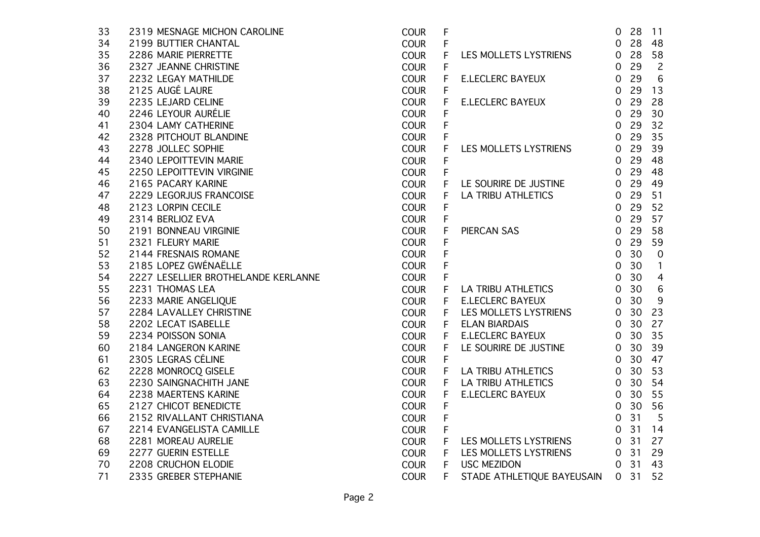| | | | | | | | |
|---|---|---|---|---|---|---|---|
| 33 | 2319 MESNAGE MICHON CAROLINE | COUR | F | | 0 | 28 | 11 |
| 34 | 2199 BUTTIER CHANTAL | COUR | F | | 0 | 28 | 48 |
| 35 | 2286 MARIE PIERRETTE | COUR | F | LES MOLLETS LYSTRIENS | 0 | 28 | 58 |
| 36 | 2327 JEANNE CHRISTINE | COUR | F | | 0 | 29 | 2 |
| 37 | 2232 LEGAY MATHILDE | COUR | F | E.LECLERC BAYEUX | 0 | 29 | 6 |
| 38 | 2125 AUGÉ LAURE | COUR | F | | 0 | 29 | 13 |
| 39 | 2235 LEJARD CELINE | COUR | F | E.LECLERC BAYEUX | 0 | 29 | 28 |
| 40 | 2246 LEYOUR AURÉLIE | COUR | F | | 0 | 29 | 30 |
| 41 | 2304 LAMY CATHERINE | COUR | F | | 0 | 29 | 32 |
| 42 | 2328 PITCHOUT BLANDINE | COUR | F | | 0 | 29 | 35 |
| 43 | 2278 JOLLEC SOPHIE | COUR | F | LES MOLLETS LYSTRIENS | 0 | 29 | 39 |
| 44 | 2340 LEPOITTEVIN MARIE | COUR | F | | 0 | 29 | 48 |
| 45 | 2250 LEPOITTEVIN VIRGINIE | COUR | F | | 0 | 29 | 48 |
| 46 | 2165 PACARY KARINE | COUR | F | LE SOURIRE DE JUSTINE | 0 | 29 | 49 |
| 47 | 2229 LEGORJUS FRANCOISE | COUR | F | LA TRIBU ATHLETICS | 0 | 29 | 51 |
| 48 | 2123 LORPIN CECILE | COUR | F | | 0 | 29 | 52 |
| 49 | 2314 BERLIOZ EVA | COUR | F | | 0 | 29 | 57 |
| 50 | 2191 BONNEAU VIRGINIE | COUR | F | PIERCAN SAS | 0 | 29 | 58 |
| 51 | 2321 FLEURY MARIE | COUR | F | | 0 | 29 | 59 |
| 52 | 2144 FRESNAIS ROMANE | COUR | F | | 0 | 30 | 0 |
| 53 | 2185 LOPEZ GWÉNAËLLE | COUR | F | | 0 | 30 | 1 |
| 54 | 2227 LESELLIER BROTHELANDE KERLANNE | COUR | F | | 0 | 30 | 4 |
| 55 | 2231 THOMAS LEA | COUR | F | LA TRIBU ATHLETICS | 0 | 30 | 6 |
| 56 | 2233 MARIE ANGELIQUE | COUR | F | E.LECLERC BAYEUX | 0 | 30 | 9 |
| 57 | 2284 LAVALLEY CHRISTINE | COUR | F | LES MOLLETS LYSTRIENS | 0 | 30 | 23 |
| 58 | 2202 LECAT ISABELLE | COUR | F | ELAN BIARDAIS | 0 | 30 | 27 |
| 59 | 2234 POISSON SONIA | COUR | F | E.LECLERC BAYEUX | 0 | 30 | 35 |
| 60 | 2184 LANGERON KARINE | COUR | F | LE SOURIRE DE JUSTINE | 0 | 30 | 39 |
| 61 | 2305 LEGRAS CÉLINE | COUR | F | | 0 | 30 | 47 |
| 62 | 2228 MONROCQ GISELE | COUR | F | LA TRIBU ATHLETICS | 0 | 30 | 53 |
| 63 | 2230 SAINGNACHITH JANE | COUR | F | LA TRIBU ATHLETICS | 0 | 30 | 54 |
| 64 | 2238 MAERTENS KARINE | COUR | F | E.LECLERC BAYEUX | 0 | 30 | 55 |
| 65 | 2127 CHICOT BENEDICTE | COUR | F | | 0 | 30 | 56 |
| 66 | 2152 RIVALLANT CHRISTIANA | COUR | F | | 0 | 31 | 5 |
| 67 | 2214 EVANGELISTA CAMILLE | COUR | F | | 0 | 31 | 14 |
| 68 | 2281 MOREAU AURELIE | COUR | F | LES MOLLETS LYSTRIENS | 0 | 31 | 27 |
| 69 | 2277 GUERIN ESTELLE | COUR | F | LES MOLLETS LYSTRIENS | 0 | 31 | 29 |
| 70 | 2208 CRUCHON ELODIE | COUR | F | USC MEZIDON | 0 | 31 | 43 |
| 71 | 2335 GREBER STEPHANIE | COUR | F | STADE ATHLETIQUE BAYEUSAIN | 0 | 31 | 52 |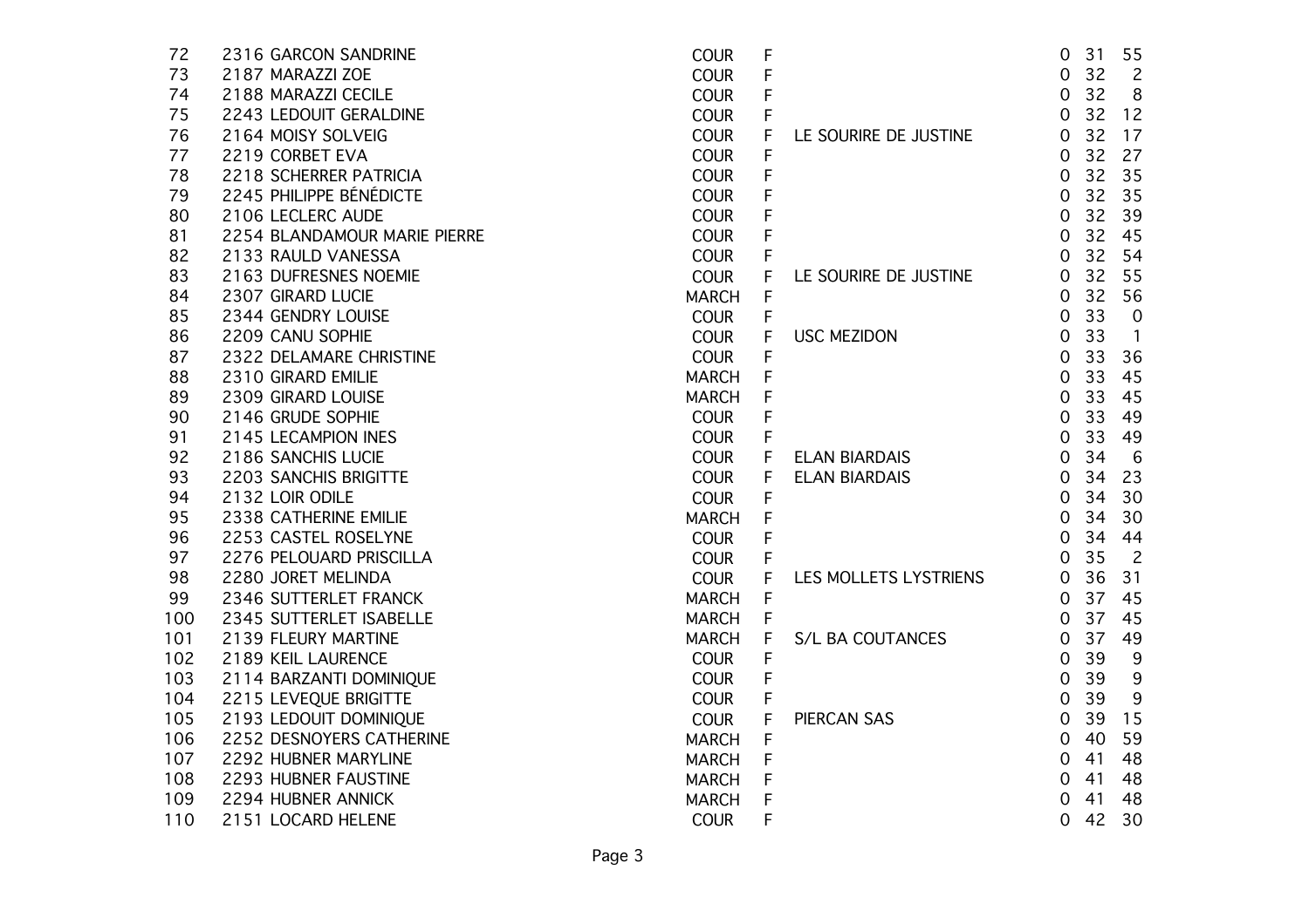| | | | | | | | |
|---|---|---|---|---|---|---|---|
| 72 | 2316 GARCON SANDRINE | COUR | F | | 0 | 31 | 55 |
| 73 | 2187 MARAZZI ZOE | COUR | F | | 0 | 32 | 2 |
| 74 | 2188 MARAZZI CECILE | COUR | F | | 0 | 32 | 8 |
| 75 | 2243 LEDOUIT GERALDINE | COUR | F | | 0 | 32 | 12 |
| 76 | 2164 MOISY SOLVEIG | COUR | F | LE SOURIRE DE JUSTINE | 0 | 32 | 17 |
| 77 | 2219 CORBET EVA | COUR | F | | 0 | 32 | 27 |
| 78 | 2218 SCHERRER PATRICIA | COUR | F | | 0 | 32 | 35 |
| 79 | 2245 PHILIPPE BÉNÉDICTE | COUR | F | | 0 | 32 | 35 |
| 80 | 2106 LECLERC AUDE | COUR | F | | 0 | 32 | 39 |
| 81 | 2254 BLANDAMOUR MARIE PIERRE | COUR | F | | 0 | 32 | 45 |
| 82 | 2133 RAULD VANESSA | COUR | F | | 0 | 32 | 54 |
| 83 | 2163 DUFRESNES NOEMIE | COUR | F | LE SOURIRE DE JUSTINE | 0 | 32 | 55 |
| 84 | 2307 GIRARD LUCIE | MARCH | F | | 0 | 32 | 56 |
| 85 | 2344 GENDRY LOUISE | COUR | F | | 0 | 33 | 0 |
| 86 | 2209 CANU SOPHIE | COUR | F | USC MEZIDON | 0 | 33 | 1 |
| 87 | 2322 DELAMARE CHRISTINE | COUR | F | | 0 | 33 | 36 |
| 88 | 2310 GIRARD EMILIE | MARCH | F | | 0 | 33 | 45 |
| 89 | 2309 GIRARD LOUISE | MARCH | F | | 0 | 33 | 45 |
| 90 | 2146 GRUDE SOPHIE | COUR | F | | 0 | 33 | 49 |
| 91 | 2145 LECAMPION INES | COUR | F | | 0 | 33 | 49 |
| 92 | 2186 SANCHIS LUCIE | COUR | F | ELAN BIARDAIS | 0 | 34 | 6 |
| 93 | 2203 SANCHIS BRIGITTE | COUR | F | ELAN BIARDAIS | 0 | 34 | 23 |
| 94 | 2132 LOIR ODILE | COUR | F | | 0 | 34 | 30 |
| 95 | 2338 CATHERINE EMILIE | MARCH | F | | 0 | 34 | 30 |
| 96 | 2253 CASTEL ROSELYNE | COUR | F | | 0 | 34 | 44 |
| 97 | 2276 PELOUARD PRISCILLA | COUR | F | | 0 | 35 | 2 |
| 98 | 2280 JORET MELINDA | COUR | F | LES MOLLETS LYSTRIENS | 0 | 36 | 31 |
| 99 | 2346 SUTTERLET FRANCK | MARCH | F | | 0 | 37 | 45 |
| 100 | 2345 SUTTERLET ISABELLE | MARCH | F | | 0 | 37 | 45 |
| 101 | 2139 FLEURY MARTINE | MARCH | F | S/L BA COUTANCES | 0 | 37 | 49 |
| 102 | 2189 KEIL LAURENCE | COUR | F | | 0 | 39 | 9 |
| 103 | 2114 BARZANTI DOMINIQUE | COUR | F | | 0 | 39 | 9 |
| 104 | 2215 LEVEQUE BRIGITTE | COUR | F | | 0 | 39 | 9 |
| 105 | 2193 LEDOUIT DOMINIQUE | COUR | F | PIERCAN SAS | 0 | 39 | 15 |
| 106 | 2252 DESNOYERS CATHERINE | MARCH | F | | 0 | 40 | 59 |
| 107 | 2292 HUBNER MARYLINE | MARCH | F | | 0 | 41 | 48 |
| 108 | 2293 HUBNER FAUSTINE | MARCH | F | | 0 | 41 | 48 |
| 109 | 2294 HUBNER ANNICK | MARCH | F | | 0 | 41 | 48 |
| 110 | 2151 LOCARD HELENE | COUR | F | | 0 | 42 | 30 |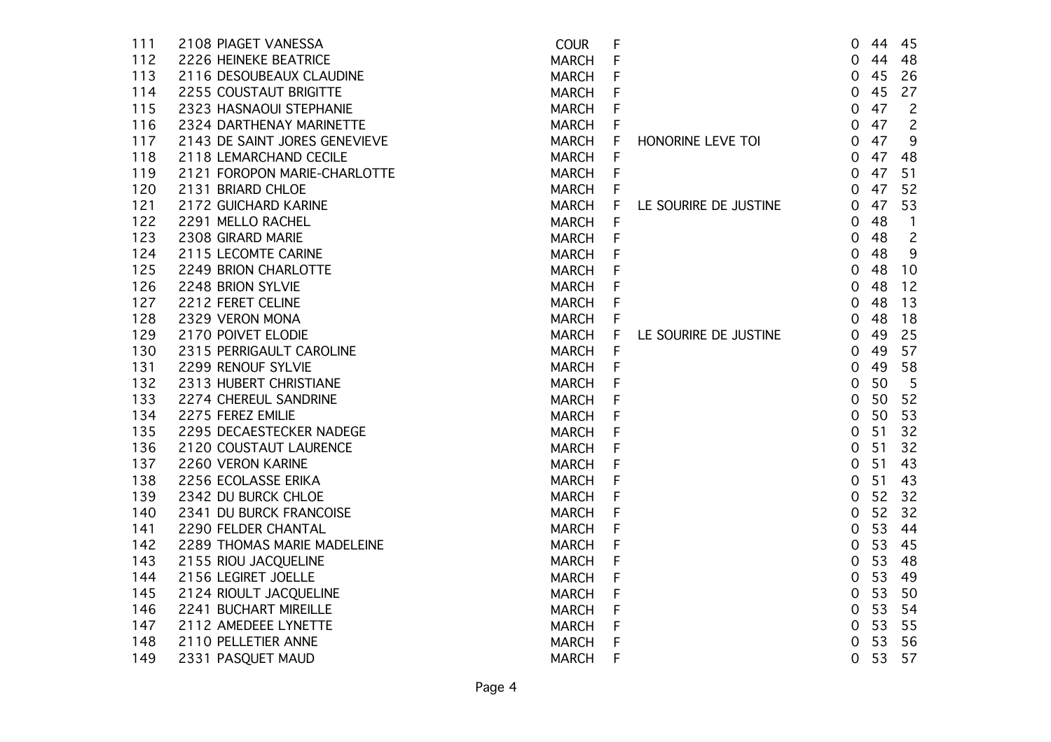| | | | | | | | |
|---|---|---|---|---|---|---|---|
| 111 | 2108 PIAGET VANESSA | COUR | F | | 0 | 44 | 45 |
| 112 | 2226 HEINEKE BEATRICE | MARCH | F | | 0 | 44 | 48 |
| 113 | 2116 DESOUBEAUX CLAUDINE | MARCH | F | | 0 | 45 | 26 |
| 114 | 2255 COUSTAUT BRIGITTE | MARCH | F | | 0 | 45 | 27 |
| 115 | 2323 HASNAOUI STEPHANIE | MARCH | F | | 0 | 47 | 2 |
| 116 | 2324 DARTHENAY MARINETTE | MARCH | F | | 0 | 47 | 2 |
| 117 | 2143 DE SAINT JORES GENEVIEVE | MARCH | F | HONORINE LEVE TOI | 0 | 47 | 9 |
| 118 | 2118 LEMARCHAND CECILE | MARCH | F | | 0 | 47 | 48 |
| 119 | 2121 FOROPON MARIE-CHARLOTTE | MARCH | F | | 0 | 47 | 51 |
| 120 | 2131 BRIARD CHLOE | MARCH | F | | 0 | 47 | 52 |
| 121 | 2172 GUICHARD KARINE | MARCH | F | LE SOURIRE DE JUSTINE | 0 | 47 | 53 |
| 122 | 2291 MELLO RACHEL | MARCH | F | | 0 | 48 | 1 |
| 123 | 2308 GIRARD MARIE | MARCH | F | | 0 | 48 | 2 |
| 124 | 2115 LECOMTE CARINE | MARCH | F | | 0 | 48 | 9 |
| 125 | 2249 BRION CHARLOTTE | MARCH | F | | 0 | 48 | 10 |
| 126 | 2248 BRION SYLVIE | MARCH | F | | 0 | 48 | 12 |
| 127 | 2212 FERET CELINE | MARCH | F | | 0 | 48 | 13 |
| 128 | 2329 VERON MONA | MARCH | F | | 0 | 48 | 18 |
| 129 | 2170 POIVET ELODIE | MARCH | F | LE SOURIRE DE JUSTINE | 0 | 49 | 25 |
| 130 | 2315 PERRIGAULT CAROLINE | MARCH | F | | 0 | 49 | 57 |
| 131 | 2299 RENOUF SYLVIE | MARCH | F | | 0 | 49 | 58 |
| 132 | 2313 HUBERT CHRISTIANE | MARCH | F | | 0 | 50 | 5 |
| 133 | 2274 CHEREUL SANDRINE | MARCH | F | | 0 | 50 | 52 |
| 134 | 2275 FEREZ EMILIE | MARCH | F | | 0 | 50 | 53 |
| 135 | 2295 DECAESTECKER NADEGE | MARCH | F | | 0 | 51 | 32 |
| 136 | 2120 COUSTAUT LAURENCE | MARCH | F | | 0 | 51 | 32 |
| 137 | 2260 VERON KARINE | MARCH | F | | 0 | 51 | 43 |
| 138 | 2256 ECOLASSE ERIKA | MARCH | F | | 0 | 51 | 43 |
| 139 | 2342 DU BURCK CHLOE | MARCH | F | | 0 | 52 | 32 |
| 140 | 2341 DU BURCK FRANCOISE | MARCH | F | | 0 | 52 | 32 |
| 141 | 2290 FELDER CHANTAL | MARCH | F | | 0 | 53 | 44 |
| 142 | 2289 THOMAS MARIE MADELEINE | MARCH | F | | 0 | 53 | 45 |
| 143 | 2155 RIOU JACQUELINE | MARCH | F | | 0 | 53 | 48 |
| 144 | 2156 LEGIRET JOELLE | MARCH | F | | 0 | 53 | 49 |
| 145 | 2124 RIOULT JACQUELINE | MARCH | F | | 0 | 53 | 50 |
| 146 | 2241 BUCHART MIREILLE | MARCH | F | | 0 | 53 | 54 |
| 147 | 2112 AMEDEEE LYNETTE | MARCH | F | | 0 | 53 | 55 |
| 148 | 2110 PELLETIER ANNE | MARCH | F | | 0 | 53 | 56 |
| 149 | 2331 PASQUET MAUD | MARCH | F | | 0 | 53 | 57 |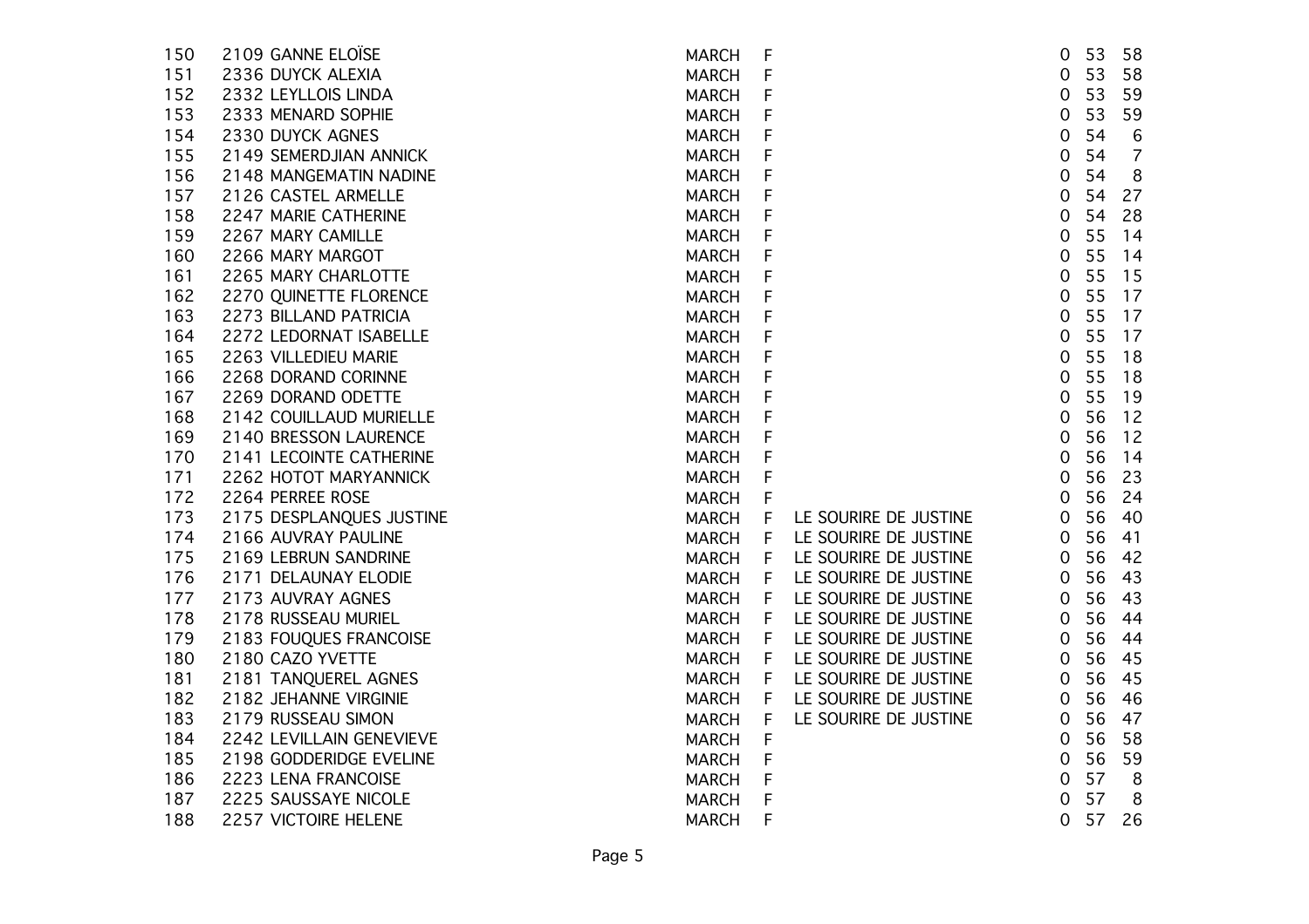| | | | | | | | |
|---|---|---|---|---|---|---|---|
| 150 | 2109 GANNE ELOÏSE | MARCH | F | | 0 | 53 | 58 |
| 151 | 2336 DUYCK ALEXIA | MARCH | F | | 0 | 53 | 58 |
| 152 | 2332 LEYLLOIS LINDA | MARCH | F | | 0 | 53 | 59 |
| 153 | 2333 MENARD SOPHIE | MARCH | F | | 0 | 53 | 59 |
| 154 | 2330 DUYCK AGNES | MARCH | F | | 0 | 54 | 6 |
| 155 | 2149 SEMERDJIAN ANNICK | MARCH | F | | 0 | 54 | 7 |
| 156 | 2148 MANGEMATIN NADINE | MARCH | F | | 0 | 54 | 8 |
| 157 | 2126 CASTEL ARMELLE | MARCH | F | | 0 | 54 | 27 |
| 158 | 2247 MARIE CATHERINE | MARCH | F | | 0 | 54 | 28 |
| 159 | 2267 MARY CAMILLE | MARCH | F | | 0 | 55 | 14 |
| 160 | 2266 MARY MARGOT | MARCH | F | | 0 | 55 | 14 |
| 161 | 2265 MARY CHARLOTTE | MARCH | F | | 0 | 55 | 15 |
| 162 | 2270 QUINETTE FLORENCE | MARCH | F | | 0 | 55 | 17 |
| 163 | 2273 BILLAND PATRICIA | MARCH | F | | 0 | 55 | 17 |
| 164 | 2272 LEDORNAT ISABELLE | MARCH | F | | 0 | 55 | 17 |
| 165 | 2263 VILLEDIEU MARIE | MARCH | F | | 0 | 55 | 18 |
| 166 | 2268 DORAND CORINNE | MARCH | F | | 0 | 55 | 18 |
| 167 | 2269 DORAND ODETTE | MARCH | F | | 0 | 55 | 19 |
| 168 | 2142 COUILLAUD MURIELLE | MARCH | F | | 0 | 56 | 12 |
| 169 | 2140 BRESSON LAURENCE | MARCH | F | | 0 | 56 | 12 |
| 170 | 2141 LECOINTE CATHERINE | MARCH | F | | 0 | 56 | 14 |
| 171 | 2262 HOTOT MARYANNICK | MARCH | F | | 0 | 56 | 23 |
| 172 | 2264 PERREE ROSE | MARCH | F | | 0 | 56 | 24 |
| 173 | 2175 DESPLANQUES JUSTINE | MARCH | F | LE SOURIRE DE JUSTINE | 0 | 56 | 40 |
| 174 | 2166 AUVRAY PAULINE | MARCH | F | LE SOURIRE DE JUSTINE | 0 | 56 | 41 |
| 175 | 2169 LEBRUN SANDRINE | MARCH | F | LE SOURIRE DE JUSTINE | 0 | 56 | 42 |
| 176 | 2171 DELAUNAY ELODIE | MARCH | F | LE SOURIRE DE JUSTINE | 0 | 56 | 43 |
| 177 | 2173 AUVRAY AGNES | MARCH | F | LE SOURIRE DE JUSTINE | 0 | 56 | 43 |
| 178 | 2178 RUSSEAU MURIEL | MARCH | F | LE SOURIRE DE JUSTINE | 0 | 56 | 44 |
| 179 | 2183 FOUQUES FRANCOISE | MARCH | F | LE SOURIRE DE JUSTINE | 0 | 56 | 44 |
| 180 | 2180 CAZO YVETTE | MARCH | F | LE SOURIRE DE JUSTINE | 0 | 56 | 45 |
| 181 | 2181 TANQUEREL AGNES | MARCH | F | LE SOURIRE DE JUSTINE | 0 | 56 | 45 |
| 182 | 2182 JEHANNE VIRGINIE | MARCH | F | LE SOURIRE DE JUSTINE | 0 | 56 | 46 |
| 183 | 2179 RUSSEAU SIMON | MARCH | F | LE SOURIRE DE JUSTINE | 0 | 56 | 47 |
| 184 | 2242 LEVILLAIN GENEVIEVE | MARCH | F | | 0 | 56 | 58 |
| 185 | 2198 GODDERIDGE EVELINE | MARCH | F | | 0 | 56 | 59 |
| 186 | 2223 LENA FRANCOISE | MARCH | F | | 0 | 57 | 8 |
| 187 | 2225 SAUSSAYE NICOLE | MARCH | F | | 0 | 57 | 8 |
| 188 | 2257 VICTOIRE HELENE | MARCH | F | | 0 | 57 | 26 |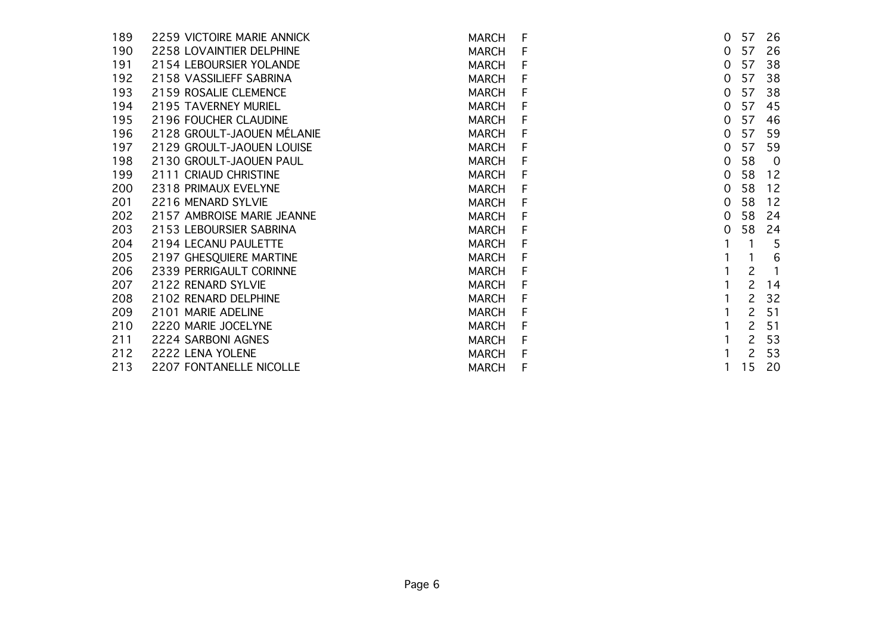| | | | | | | | |
|---|---|---|---|---|---|---|---|
| 189 | 2259 | VICTOIRE MARIE ANNICK | MARCH | F | 0 | 57 | 26 |
| 190 | 2258 | LOVAINTIER DELPHINE | MARCH | F | 0 | 57 | 26 |
| 191 | 2154 | LEBOURSIER YOLANDE | MARCH | F | 0 | 57 | 38 |
| 192 | 2158 | VASSILIEFF SABRINA | MARCH | F | 0 | 57 | 38 |
| 193 | 2159 | ROSALIE CLEMENCE | MARCH | F | 0 | 57 | 38 |
| 194 | 2195 | TAVERNEY MURIEL | MARCH | F | 0 | 57 | 45 |
| 195 | 2196 | FOUCHER CLAUDINE | MARCH | F | 0 | 57 | 46 |
| 196 | 2128 | GROULT-JAOUEN MÉLANIE | MARCH | F | 0 | 57 | 59 |
| 197 | 2129 | GROULT-JAOUEN LOUISE | MARCH | F | 0 | 57 | 59 |
| 198 | 2130 | GROULT-JAOUEN PAUL | MARCH | F | 0 | 58 | 0 |
| 199 | 2111 | CRIAUD CHRISTINE | MARCH | F | 0 | 58 | 12 |
| 200 | 2318 | PRIMAUX EVELYNE | MARCH | F | 0 | 58 | 12 |
| 201 | 2216 | MENARD SYLVIE | MARCH | F | 0 | 58 | 12 |
| 202 | 2157 | AMBROISE MARIE JEANNE | MARCH | F | 0 | 58 | 24 |
| 203 | 2153 | LEBOURSIER SABRINA | MARCH | F | 0 | 58 | 24 |
| 204 | 2194 | LECANU PAULETTE | MARCH | F | 1 | 1 | 5 |
| 205 | 2197 | GHESQUIERE MARTINE | MARCH | F | 1 | 1 | 6 |
| 206 | 2339 | PERRIGAULT CORINNE | MARCH | F | 1 | 2 | 1 |
| 207 | 2122 | RENARD SYLVIE | MARCH | F | 1 | 2 | 14 |
| 208 | 2102 | RENARD DELPHINE | MARCH | F | 1 | 2 | 32 |
| 209 | 2101 | MARIE ADELINE | MARCH | F | 1 | 2 | 51 |
| 210 | 2220 | MARIE JOCELYNE | MARCH | F | 1 | 2 | 51 |
| 211 | 2224 | SARBONI AGNES | MARCH | F | 1 | 2 | 53 |
| 212 | 2222 | LENA YOLENE | MARCH | F | 1 | 2 | 53 |
| 213 | 2207 | FONTANELLE NICOLLE | MARCH | F | 1 | 15 | 20 |